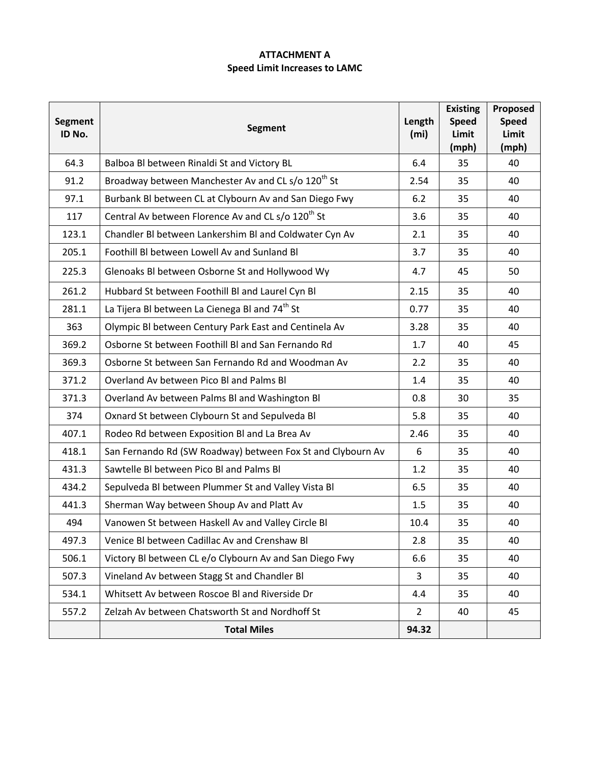**ATTACHMENT A**
**Speed Limit Increases to LAMC**

| Segment ID No. | Segment | Length (mi) | Existing Speed Limit (mph) | Proposed Speed Limit (mph) |
|---|---|---|---|---|
| 64.3 | Balboa Bl between Rinaldi St and Victory BL | 6.4 | 35 | 40 |
| 91.2 | Broadway between Manchester Av and CL s/o 120th St | 2.54 | 35 | 40 |
| 97.1 | Burbank Bl between CL at Clybourn Av and San Diego Fwy | 6.2 | 35 | 40 |
| 117 | Central Av between Florence Av and CL s/o 120th St | 3.6 | 35 | 40 |
| 123.1 | Chandler Bl between Lankershim Bl and Coldwater Cyn Av | 2.1 | 35 | 40 |
| 205.1 | Foothill Bl between Lowell Av and Sunland Bl | 3.7 | 35 | 40 |
| 225.3 | Glenoaks Bl between Osborne St and Hollywood Wy | 4.7 | 45 | 50 |
| 261.2 | Hubbard St between Foothill Bl and Laurel Cyn Bl | 2.15 | 35 | 40 |
| 281.1 | La Tijera Bl between La Cienega Bl and 74th St | 0.77 | 35 | 40 |
| 363 | Olympic Bl between Century Park East and Centinela Av | 3.28 | 35 | 40 |
| 369.2 | Osborne St between Foothill Bl and San Fernando Rd | 1.7 | 40 | 45 |
| 369.3 | Osborne St between San Fernando Rd and Woodman Av | 2.2 | 35 | 40 |
| 371.2 | Overland Av between Pico Bl and Palms Bl | 1.4 | 35 | 40 |
| 371.3 | Overland Av between Palms Bl and Washington Bl | 0.8 | 30 | 35 |
| 374 | Oxnard St between Clybourn St and Sepulveda Bl | 5.8 | 35 | 40 |
| 407.1 | Rodeo Rd between Exposition Bl and La Brea Av | 2.46 | 35 | 40 |
| 418.1 | San Fernando Rd (SW Roadway) between Fox St and Clybourn Av | 6 | 35 | 40 |
| 431.3 | Sawtelle Bl between Pico Bl and Palms Bl | 1.2 | 35 | 40 |
| 434.2 | Sepulveda Bl between Plummer St and Valley Vista Bl | 6.5 | 35 | 40 |
| 441.3 | Sherman Way between Shoup Av and Platt Av | 1.5 | 35 | 40 |
| 494 | Vanowen St between Haskell Av and Valley Circle Bl | 10.4 | 35 | 40 |
| 497.3 | Venice Bl between Cadillac Av and Crenshaw Bl | 2.8 | 35 | 40 |
| 506.1 | Victory Bl between CL e/o Clybourn Av and San Diego Fwy | 6.6 | 35 | 40 |
| 507.3 | Vineland Av between Stagg St and Chandler Bl | 3 | 35 | 40 |
| 534.1 | Whitsett Av between Roscoe Bl and Riverside Dr | 4.4 | 35 | 40 |
| 557.2 | Zelzah Av between Chatsworth St and Nordhoff St | 2 | 40 | 45 |
| | **Total Miles** | **94.32** | | |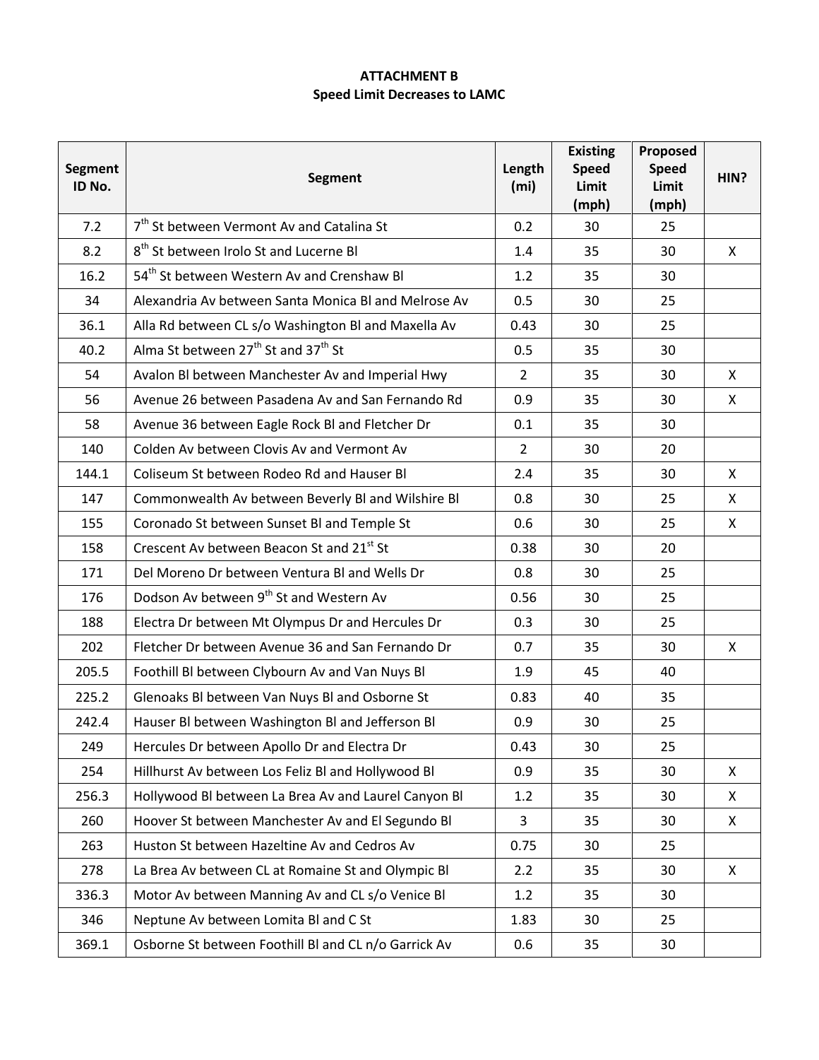**ATTACHMENT B**
**Speed Limit Decreases to LAMC**

| Segment ID No. | Segment | Length (mi) | Existing Speed Limit (mph) | Proposed Speed Limit (mph) | HIN? |
|---|---|---|---|---|---|
| 7.2 | 7th St between Vermont Av and Catalina St | 0.2 | 30 | 25 | |
| 8.2 | 8th St between Irolo St and Lucerne Bl | 1.4 | 35 | 30 | X |
| 16.2 | 54th St between Western Av and Crenshaw Bl | 1.2 | 35 | 30 | |
| 34 | Alexandria Av between Santa Monica Bl and Melrose Av | 0.5 | 30 | 25 | |
| 36.1 | Alla Rd between CL s/o Washington Bl and Maxella Av | 0.43 | 30 | 25 | |
| 40.2 | Alma St between 27th St and 37th St | 0.5 | 35 | 30 | |
| 54 | Avalon Bl between Manchester Av and Imperial Hwy | 2 | 35 | 30 | X |
| 56 | Avenue 26 between Pasadena Av and San Fernando Rd | 0.9 | 35 | 30 | X |
| 58 | Avenue 36 between Eagle Rock Bl and Fletcher Dr | 0.1 | 35 | 30 | |
| 140 | Colden Av between Clovis Av and Vermont Av | 2 | 30 | 20 | |
| 144.1 | Coliseum St between Rodeo Rd and Hauser Bl | 2.4 | 35 | 30 | X |
| 147 | Commonwealth Av between Beverly Bl and Wilshire Bl | 0.8 | 30 | 25 | X |
| 155 | Coronado St between Sunset Bl and Temple St | 0.6 | 30 | 25 | X |
| 158 | Crescent Av between Beacon St and 21st St | 0.38 | 30 | 20 | |
| 171 | Del Moreno Dr between Ventura Bl and Wells Dr | 0.8 | 30 | 25 | |
| 176 | Dodson Av between 9th St and Western Av | 0.56 | 30 | 25 | |
| 188 | Electra Dr between Mt Olympus Dr and Hercules Dr | 0.3 | 30 | 25 | |
| 202 | Fletcher Dr between Avenue 36 and San Fernando Dr | 0.7 | 35 | 30 | X |
| 205.5 | Foothill Bl between Clybourn Av and Van Nuys Bl | 1.9 | 45 | 40 | |
| 225.2 | Glenoaks Bl between Van Nuys Bl and Osborne St | 0.83 | 40 | 35 | |
| 242.4 | Hauser Bl between Washington Bl and Jefferson Bl | 0.9 | 30 | 25 | |
| 249 | Hercules Dr between Apollo Dr and Electra Dr | 0.43 | 30 | 25 | |
| 254 | Hillhurst Av between Los Feliz Bl and Hollywood Bl | 0.9 | 35 | 30 | X |
| 256.3 | Hollywood Bl between La Brea Av and Laurel Canyon Bl | 1.2 | 35 | 30 | X |
| 260 | Hoover St between Manchester Av and El Segundo Bl | 3 | 35 | 30 | X |
| 263 | Huston St between Hazeltine Av and Cedros Av | 0.75 | 30 | 25 | |
| 278 | La Brea Av between CL at Romaine St and Olympic Bl | 2.2 | 35 | 30 | X |
| 336.3 | Motor Av between Manning Av and CL s/o Venice Bl | 1.2 | 35 | 30 | |
| 346 | Neptune Av between Lomita Bl and C St | 1.83 | 30 | 25 | |
| 369.1 | Osborne St between Foothill Bl and CL n/o Garrick Av | 0.6 | 35 | 30 | |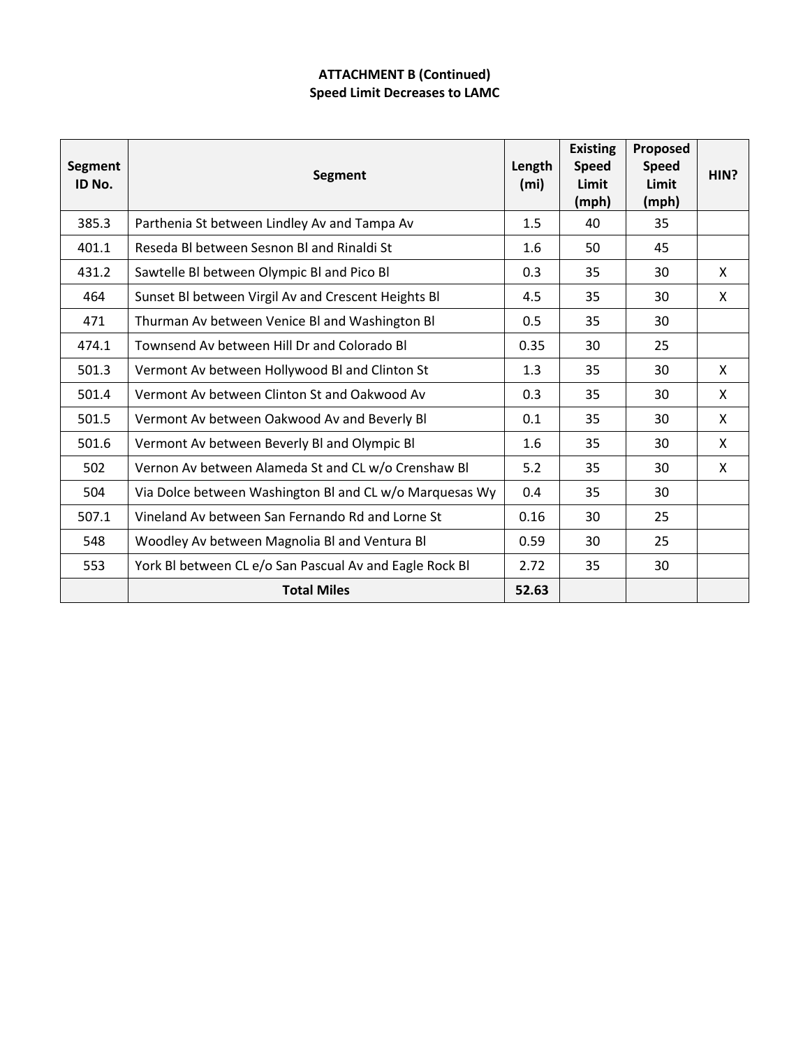**ATTACHMENT B (Continued)**
**Speed Limit Decreases to LAMC**

| Segment ID No. | Segment | Length (mi) | Existing Speed Limit (mph) | Proposed Speed Limit (mph) | HIN? |
|---|---|---|---|---|---|
| 385.3 | Parthenia St between Lindley Av and Tampa Av | 1.5 | 40 | 35 | |
| 401.1 | Reseda Bl between Sesnon Bl and Rinaldi St | 1.6 | 50 | 45 | |
| 431.2 | Sawtelle Bl between Olympic Bl and Pico Bl | 0.3 | 35 | 30 | X |
| 464 | Sunset Bl between Virgil Av and Crescent Heights Bl | 4.5 | 35 | 30 | X |
| 471 | Thurman Av between Venice Bl and Washington Bl | 0.5 | 35 | 30 | |
| 474.1 | Townsend Av between Hill Dr and Colorado Bl | 0.35 | 30 | 25 | |
| 501.3 | Vermont Av between Hollywood Bl and Clinton St | 1.3 | 35 | 30 | X |
| 501.4 | Vermont Av between Clinton St and Oakwood Av | 0.3 | 35 | 30 | X |
| 501.5 | Vermont Av between Oakwood Av and Beverly Bl | 0.1 | 35 | 30 | X |
| 501.6 | Vermont Av between Beverly Bl and Olympic Bl | 1.6 | 35 | 30 | X |
| 502 | Vernon Av between Alameda St and CL w/o Crenshaw Bl | 5.2 | 35 | 30 | X |
| 504 | Via Dolce between Washington Bl and CL w/o Marquesas Wy | 0.4 | 35 | 30 | |
| 507.1 | Vineland Av between San Fernando Rd and Lorne St | 0.16 | 30 | 25 | |
| 548 | Woodley Av between Magnolia Bl and Ventura Bl | 0.59 | 30 | 25 | |
| 553 | York Bl between CL e/o San Pascual Av and Eagle Rock Bl | 2.72 | 35 | 30 | |
| | **Total Miles** | **52.63** | | | |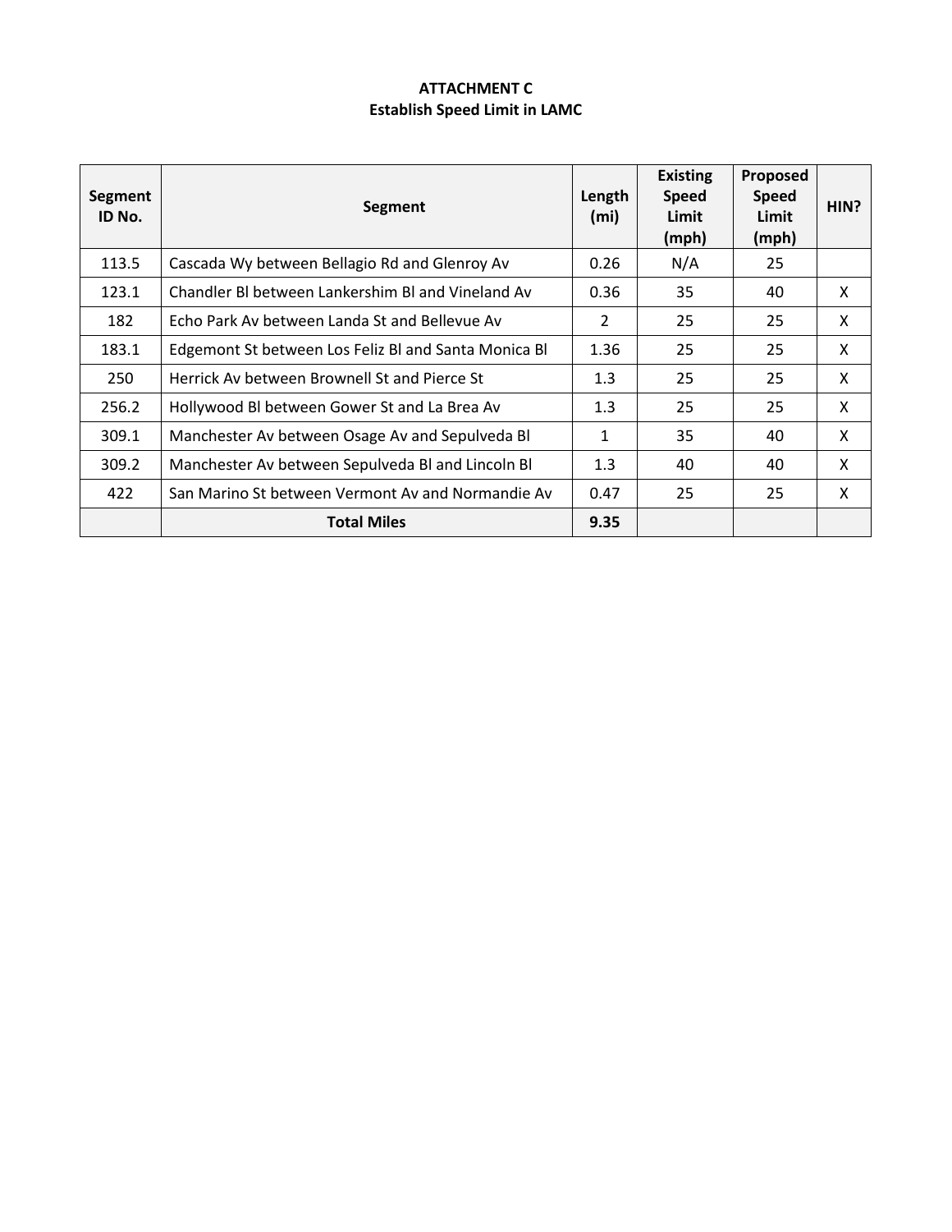**ATTACHMENT C**
**Establish Speed Limit in LAMC**

| Segment ID No. | Segment | Length (mi) | Existing Speed Limit (mph) | Proposed Speed Limit (mph) | HIN? |
|---|---|---|---|---|---|
| 113.5 | Cascada Wy between Bellagio Rd and Glenroy Av | 0.26 | N/A | 25 | |
| 123.1 | Chandler Bl between Lankershim Bl and Vineland Av | 0.36 | 35 | 40 | X |
| 182 | Echo Park Av between Landa St and Bellevue Av | 2 | 25 | 25 | X |
| 183.1 | Edgemont St between Los Feliz Bl and Santa Monica Bl | 1.36 | 25 | 25 | X |
| 250 | Herrick Av between Brownell St and Pierce St | 1.3 | 25 | 25 | X |
| 256.2 | Hollywood Bl between Gower St and La Brea Av | 1.3 | 25 | 25 | X |
| 309.1 | Manchester Av between Osage Av and Sepulveda Bl | 1 | 35 | 40 | X |
| 309.2 | Manchester Av between Sepulveda Bl and Lincoln Bl | 1.3 | 40 | 40 | X |
| 422 | San Marino St between Vermont Av and Normandie Av | 0.47 | 25 | 25 | X |
| | **Total Miles** | **9.35** | | | |